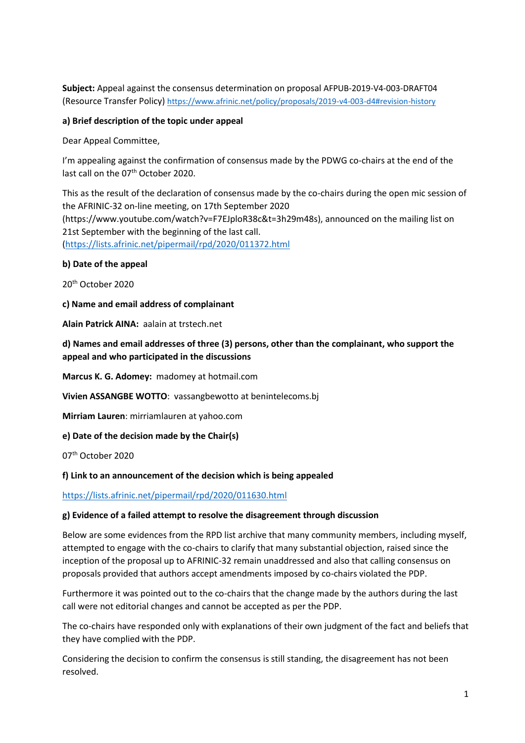**Subject:** Appeal against the consensus determination on proposal AFPUB-2019-V4-003-DRAFT04 (Resource Transfer Policy) https://www.afrinic.net/policy/proposals/2019-v4-003-d4#revision-history

**a) Brief description of the topic under appeal**

Dear Appeal Committee,

I'm appealing against the confirmation of consensus made by the PDWG co-chairs at the end of the last call on the 07th October 2020.

This as the result of the declaration of consensus made by the co-chairs during the open mic session of the AFRINIC-32 on-line meeting, on 17th September 2020 (https://www.youtube.com/watch?v=F7EJploR38c&t=3h29m48s), announced on the mailing list on 21st September with the beginning of the last call. (https://lists.afrinic.net/pipermail/rpd/2020/011372.html

**b) Date of the appeal**

20th October 2020

**c) Name and email address of complainant**

**Alain Patrick AINA:** aalain at trstech.net

**d) Names and email addresses of three (3) persons, other than the complainant, who support the appeal and who participated in the discussions**

**Marcus K. G. Adomey:** madomey at hotmail.com

**Vivien ASSANGBE WOTTO**: vassangbewotto at benintelecoms.bj

**Mirriam Lauren**: mirriamlauren at yahoo.com

**e) Date of the decision made by the Chair(s)**

07th October 2020

**f) Link to an announcement of the decision which is being appealed**

https://lists.afrinic.net/pipermail/rpd/2020/011630.html

**g) Evidence of a failed attempt to resolve the disagreement through discussion**

Below are some evidences from the RPD list archive that many community members, including myself, attempted to engage with the co-chairs to clarify that many substantial objection, raised since the inception of the proposal up to AFRINIC-32 remain unaddressed and also that calling consensus on proposals provided that authors accept amendments imposed by co-chairs violated the PDP.

Furthermore it was pointed out to the co-chairs that the change made by the authors during the last call were not editorial changes and cannot be accepted as per the PDP.

The co-chairs have responded only with explanations of their own judgment of the fact and beliefs that they have complied with the PDP.

Considering the decision to confirm the consensus is still standing, the disagreement has not been resolved.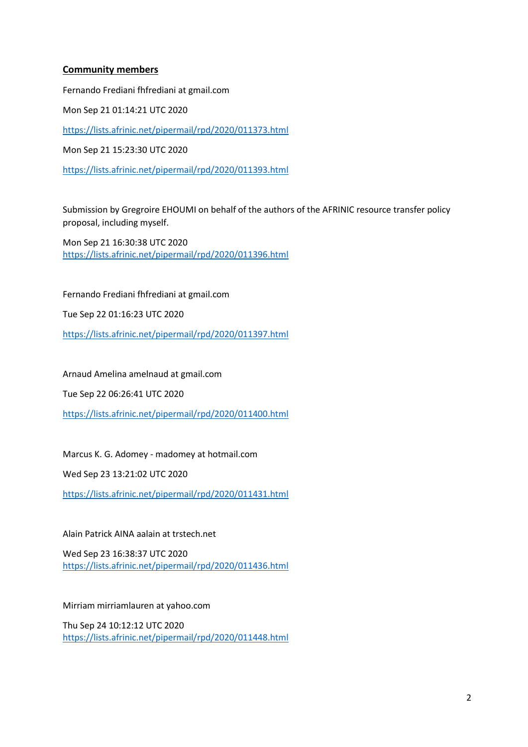**Community members**

Fernando Frediani fhfrediani at gmail.com

Mon Sep 21 01:14:21 UTC 2020

https://lists.afrinic.net/pipermail/rpd/2020/011373.html

Mon Sep 21 15:23:30 UTC 2020

https://lists.afrinic.net/pipermail/rpd/2020/011393.html

Submission by Gregroire EHOUMI on behalf of the authors of the AFRINIC resource transfer policy proposal, including myself.

Mon Sep 21 16:30:38 UTC 2020
https://lists.afrinic.net/pipermail/rpd/2020/011396.html

Fernando Frediani fhfrediani at gmail.com

Tue Sep 22 01:16:23 UTC 2020

https://lists.afrinic.net/pipermail/rpd/2020/011397.html

Arnaud Amelina amelnaud at gmail.com

Tue Sep 22 06:26:41 UTC 2020

https://lists.afrinic.net/pipermail/rpd/2020/011400.html

Marcus K. G. Adomey - madomey at hotmail.com

Wed Sep 23 13:21:02 UTC 2020

https://lists.afrinic.net/pipermail/rpd/2020/011431.html

Alain Patrick AINA aalain at trstech.net

Wed Sep 23 16:38:37 UTC 2020
https://lists.afrinic.net/pipermail/rpd/2020/011436.html

Mirriam mirriamlauren at yahoo.com

Thu Sep 24 10:12:12 UTC 2020
https://lists.afrinic.net/pipermail/rpd/2020/011448.html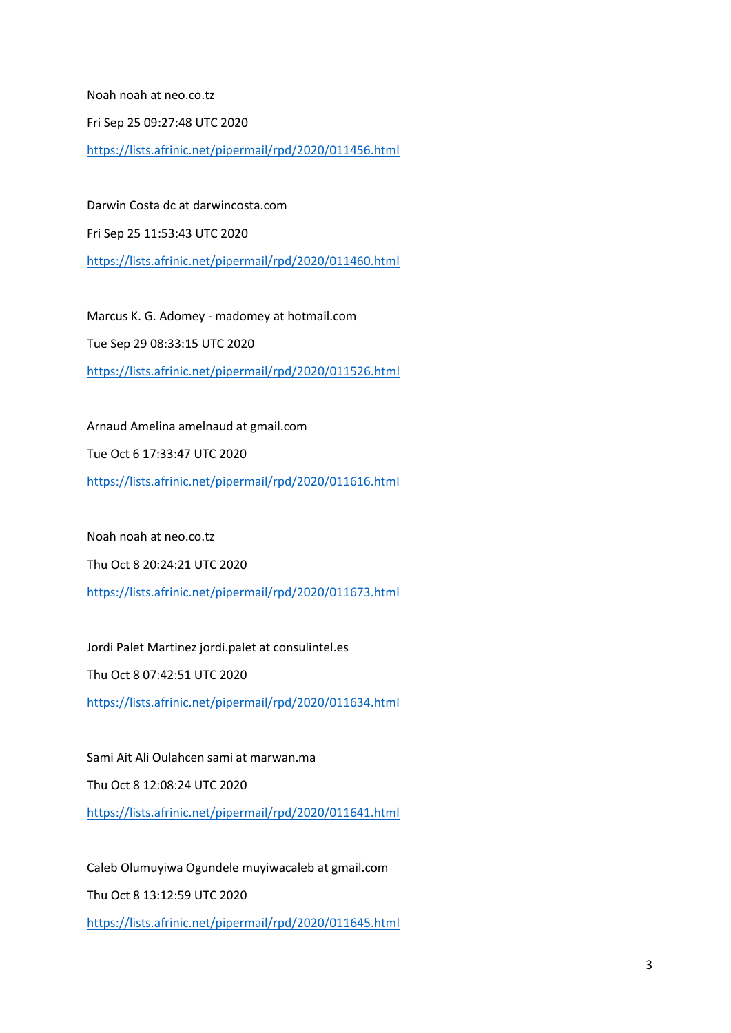Noah noah at neo.co.tz

Fri Sep 25 09:27:48 UTC 2020

https://lists.afrinic.net/pipermail/rpd/2020/011456.html

Darwin Costa dc at darwincosta.com

Fri Sep 25 11:53:43 UTC 2020

https://lists.afrinic.net/pipermail/rpd/2020/011460.html

Marcus K. G. Adomey - madomey at hotmail.com

Tue Sep 29 08:33:15 UTC 2020

https://lists.afrinic.net/pipermail/rpd/2020/011526.html

Arnaud Amelina amelnaud at gmail.com

Tue Oct 6 17:33:47 UTC 2020

https://lists.afrinic.net/pipermail/rpd/2020/011616.html

Noah noah at neo.co.tz

Thu Oct 8 20:24:21 UTC 2020

https://lists.afrinic.net/pipermail/rpd/2020/011673.html

Jordi Palet Martinez jordi.palet at consulintel.es

Thu Oct 8 07:42:51 UTC 2020

https://lists.afrinic.net/pipermail/rpd/2020/011634.html

Sami Ait Ali Oulahcen sami at marwan.ma

Thu Oct 8 12:08:24 UTC 2020

https://lists.afrinic.net/pipermail/rpd/2020/011641.html

Caleb Olumuyiwa Ogundele muyiwacaleb at gmail.com

Thu Oct 8 13:12:59 UTC 2020

https://lists.afrinic.net/pipermail/rpd/2020/011645.html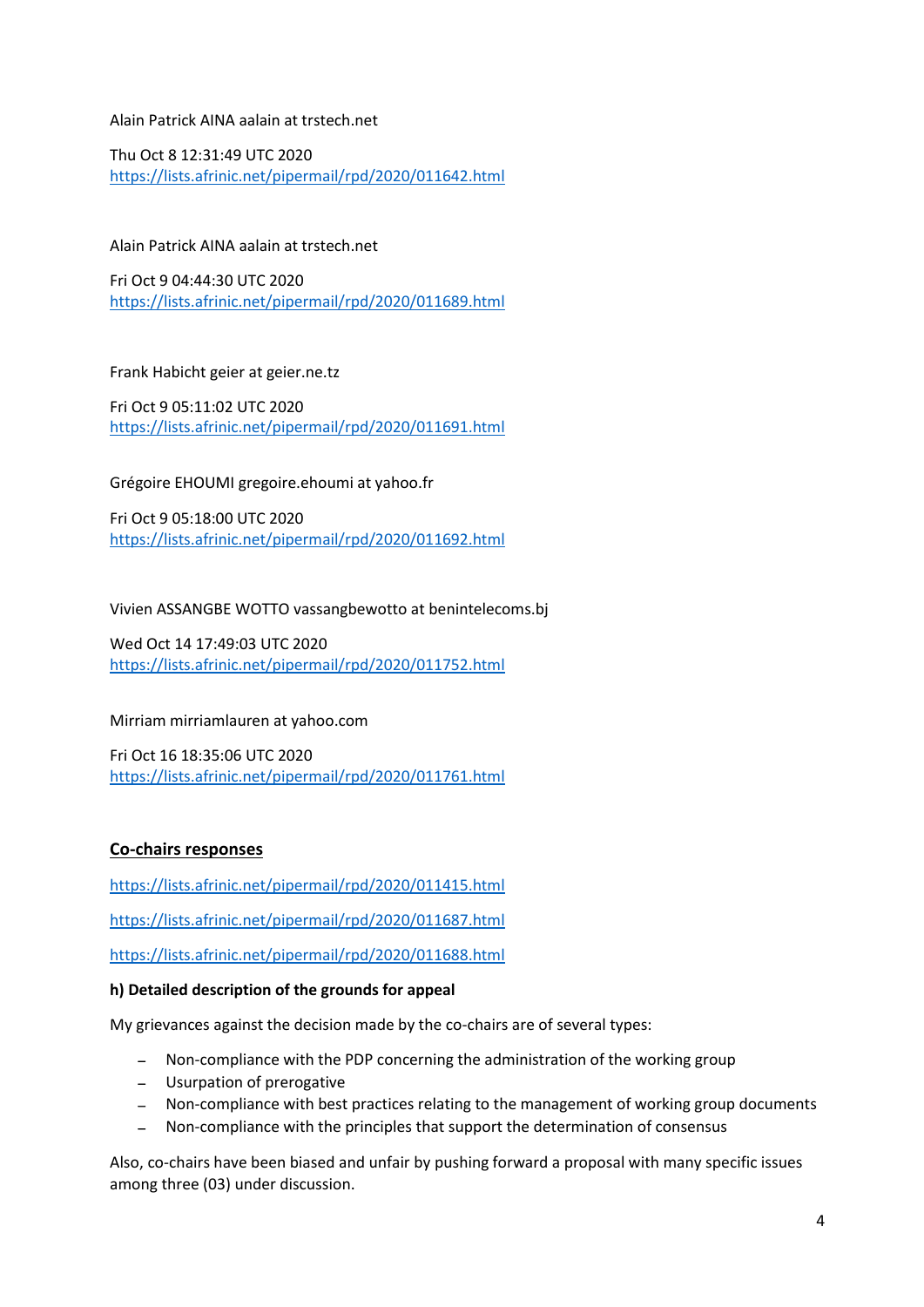Alain Patrick AINA aalain at trstech.net

Thu Oct 8 12:31:49 UTC 2020
https://lists.afrinic.net/pipermail/rpd/2020/011642.html

Alain Patrick AINA aalain at trstech.net

Fri Oct 9 04:44:30 UTC 2020
https://lists.afrinic.net/pipermail/rpd/2020/011689.html

Frank Habicht geier at geier.ne.tz

Fri Oct 9 05:11:02 UTC 2020
https://lists.afrinic.net/pipermail/rpd/2020/011691.html

Grégoire EHOUMI gregoire.ehoumi at yahoo.fr

Fri Oct 9 05:18:00 UTC 2020
https://lists.afrinic.net/pipermail/rpd/2020/011692.html

Vivien ASSANGBE WOTTO vassangbewotto at benintelecoms.bj

Wed Oct 14 17:49:03 UTC 2020
https://lists.afrinic.net/pipermail/rpd/2020/011752.html

Mirriam mirriamlauren at yahoo.com

Fri Oct 16 18:35:06 UTC 2020
https://lists.afrinic.net/pipermail/rpd/2020/011761.html

**Co-chairs responses**

https://lists.afrinic.net/pipermail/rpd/2020/011415.html

https://lists.afrinic.net/pipermail/rpd/2020/011687.html

https://lists.afrinic.net/pipermail/rpd/2020/011688.html

**h) Detailed description of the grounds for appeal**

My grievances against the decision made by the co-chairs are of several types:

- Non-compliance with the PDP concerning the administration of the working group
- Usurpation of prerogative
- Non-compliance with best practices relating to the management of working group documents
- Non-compliance with the principles that support the determination of consensus

Also, co-chairs have been biased and unfair by pushing forward a proposal with many specific issues among three (03) under discussion.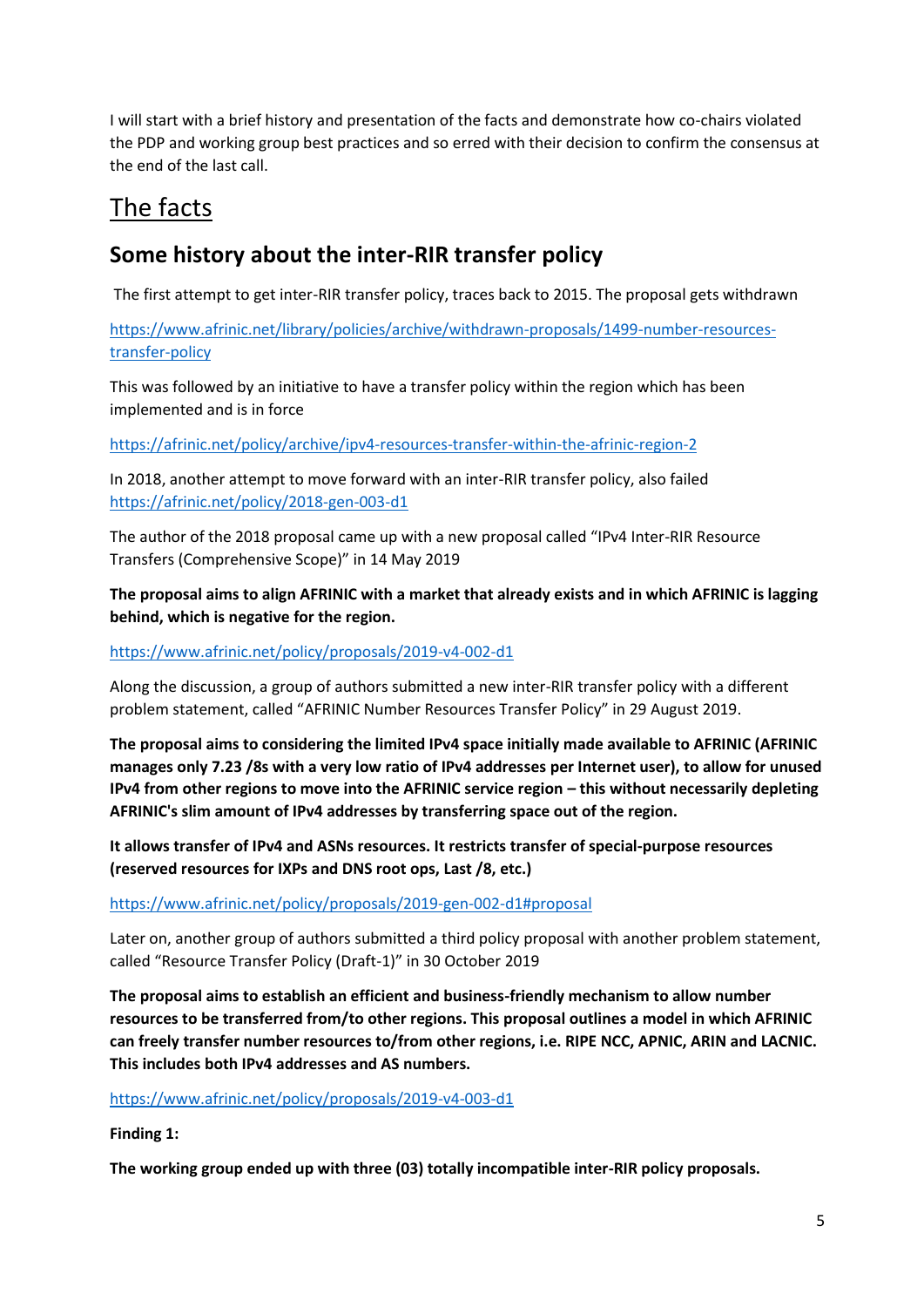I will start with a brief history and presentation of the facts and demonstrate how co-chairs violated the PDP and working group best practices and so erred with their decision to confirm the consensus at the end of the last call.

# The facts

## Some history about the inter-RIR transfer policy

The first attempt to get inter-RIR transfer policy, traces back to 2015. The proposal gets withdrawn

https://www.afrinic.net/library/policies/archive/withdrawn-proposals/1499-number-resources-transfer-policy

This was followed by an initiative to have a transfer policy within the region which has been implemented and is in force

https://afrinic.net/policy/archive/ipv4-resources-transfer-within-the-afrinic-region-2

In 2018, another attempt to move forward with an inter-RIR transfer policy, also failed https://afrinic.net/policy/2018-gen-003-d1

The author of the 2018 proposal came up with a new proposal called "IPv4 Inter-RIR Resource Transfers (Comprehensive Scope)" in 14 May 2019

**The proposal aims to align AFRINIC with a market that already exists and in which AFRINIC is lagging behind, which is negative for the region.**

https://www.afrinic.net/policy/proposals/2019-v4-002-d1

Along the discussion, a group of authors submitted a new inter-RIR transfer policy with a different problem statement, called "AFRINIC Number Resources Transfer Policy" in 29 August 2019.

**The proposal aims to considering the limited IPv4 space initially made available to AFRINIC (AFRINIC manages only 7.23 /8s with a very low ratio of IPv4 addresses per Internet user), to allow for unused IPv4 from other regions to move into the AFRINIC service region – this without necessarily depleting AFRINIC's slim amount of IPv4 addresses by transferring space out of the region.**

**It allows transfer of IPv4 and ASNs resources. It restricts transfer of special-purpose resources (reserved resources for IXPs and DNS root ops, Last /8, etc.)**

https://www.afrinic.net/policy/proposals/2019-gen-002-d1#proposal

Later on, another group of authors submitted a third policy proposal with another problem statement, called "Resource Transfer Policy (Draft-1)" in 30 October 2019

**The proposal aims to establish an efficient and business-friendly mechanism to allow number resources to be transferred from/to other regions. This proposal outlines a model in which AFRINIC can freely transfer number resources to/from other regions, i.e. RIPE NCC, APNIC, ARIN and LACNIC. This includes both IPv4 addresses and AS numbers.**

https://www.afrinic.net/policy/proposals/2019-v4-003-d1

**Finding 1:**

**The working group ended up with three (03) totally incompatible inter-RIR policy proposals.**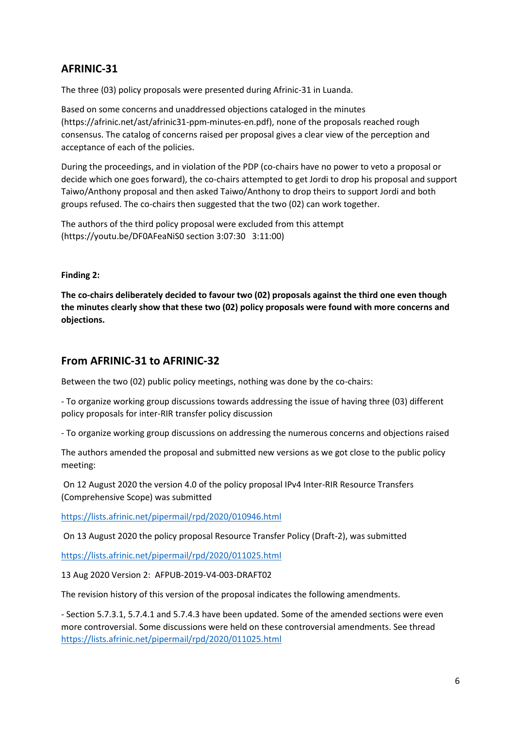## AFRINIC-31

The three (03) policy proposals were presented during Afrinic-31 in Luanda.

Based on some concerns and unaddressed objections cataloged in the minutes (https://afrinic.net/ast/afrinic31-ppm-minutes-en.pdf), none of the proposals reached rough consensus. The catalog of concerns raised per proposal gives a clear view of the perception and acceptance of each of the policies.

During the proceedings, and in violation of the PDP (co-chairs have no power to veto a proposal or decide which one goes forward), the co-chairs attempted to get Jordi to drop his proposal and support Taiwo/Anthony proposal and then asked Taiwo/Anthony to drop theirs to support Jordi and both groups refused. The co-chairs then suggested that the two (02) can work together.

The authors of the third policy proposal were excluded from this attempt (https://youtu.be/DF0AFeaNiS0 section 3:07:30 3:11:00)

**Finding 2:**

**The co-chairs deliberately decided to favour two (02) proposals against the third one even though the minutes clearly show that these two (02) policy proposals were found with more concerns and objections.**

## From AFRINIC-31 to AFRINIC-32

Between the two (02) public policy meetings, nothing was done by the co-chairs:

- To organize working group discussions towards addressing the issue of having three (03) different policy proposals for inter-RIR transfer policy discussion

- To organize working group discussions on addressing the numerous concerns and objections raised

The authors amended the proposal and submitted new versions as we got close to the public policy meeting:

On 12 August 2020 the version 4.0 of the policy proposal IPv4 Inter-RIR Resource Transfers (Comprehensive Scope) was submitted

https://lists.afrinic.net/pipermail/rpd/2020/010946.html

On 13 August 2020 the policy proposal Resource Transfer Policy (Draft-2), was submitted

https://lists.afrinic.net/pipermail/rpd/2020/011025.html

13 Aug 2020 Version 2: AFPUB-2019-V4-003-DRAFT02

The revision history of this version of the proposal indicates the following amendments.

- Section 5.7.3.1, 5.7.4.1 and 5.7.4.3 have been updated. Some of the amended sections were even more controversial. Some discussions were held on these controversial amendments. See thread https://lists.afrinic.net/pipermail/rpd/2020/011025.html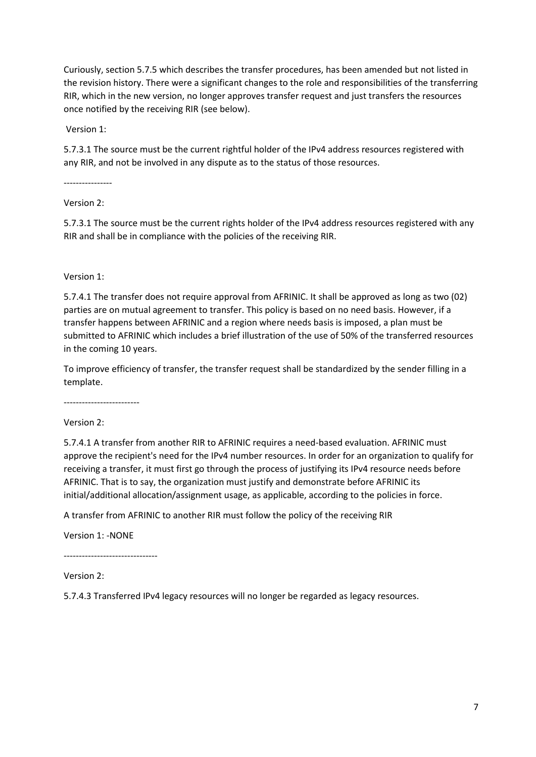Curiously, section 5.7.5 which describes the transfer procedures, has been amended but not listed in the revision history. There were a significant changes to the role and responsibilities of the transferring RIR, which in the new version, no longer approves transfer request and just transfers the resources once notified by the receiving RIR (see below).

Version 1:

5.7.3.1 The source must be the current rightful holder of the IPv4 address resources registered with any RIR, and not be involved in any dispute as to the status of those resources.

----------------

Version 2:

5.7.3.1 The source must be the current rights holder of the IPv4 address resources registered with any RIR and shall be in compliance with the policies of the receiving RIR.

Version 1:

5.7.4.1 The transfer does not require approval from AFRINIC. It shall be approved as long as two (02) parties are on mutual agreement to transfer. This policy is based on no need basis. However, if a transfer happens between AFRINIC and a region where needs basis is imposed, a plan must be submitted to AFRINIC which includes a brief illustration of the use of 50% of the transferred resources in the coming 10 years.

To improve efficiency of transfer, the transfer request shall be standardized by the sender filling in a template.

-------------------------

Version 2:

5.7.4.1 A transfer from another RIR to AFRINIC requires a need-based evaluation. AFRINIC must approve the recipient's need for the IPv4 number resources. In order for an organization to qualify for receiving a transfer, it must first go through the process of justifying its IPv4 resource needs before AFRINIC. That is to say, the organization must justify and demonstrate before AFRINIC its initial/additional allocation/assignment usage, as applicable, according to the policies in force.

A transfer from AFRINIC to another RIR must follow the policy of the receiving RIR

Version 1: -NONE

-------------------------------

Version 2:

5.7.4.3 Transferred IPv4 legacy resources will no longer be regarded as legacy resources.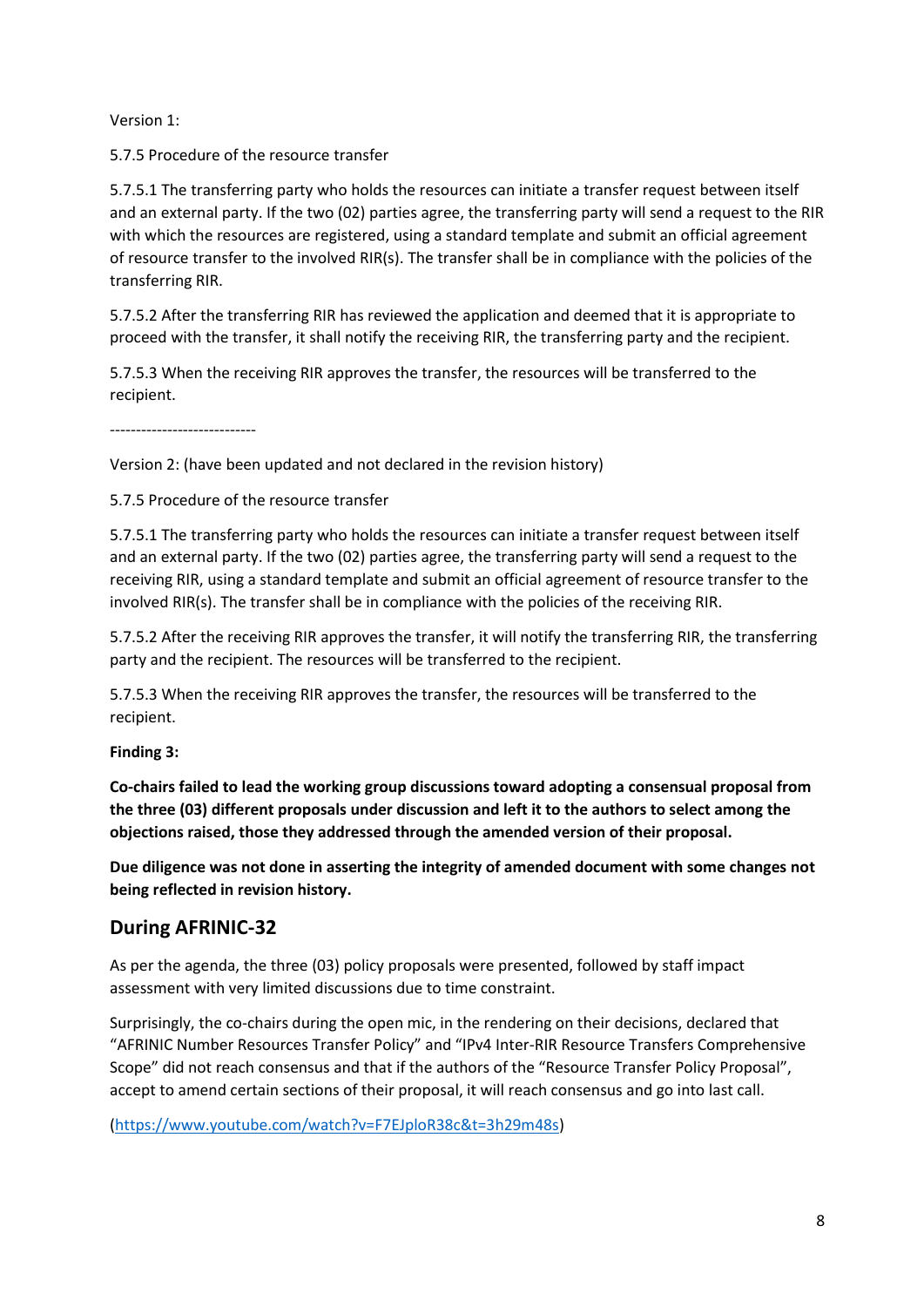Version 1:

5.7.5 Procedure of the resource transfer

5.7.5.1 The transferring party who holds the resources can initiate a transfer request between itself and an external party. If the two (02) parties agree, the transferring party will send a request to the RIR with which the resources are registered, using a standard template and submit an official agreement of resource transfer to the involved RIR(s). The transfer shall be in compliance with the policies of the transferring RIR.

5.7.5.2 After the transferring RIR has reviewed the application and deemed that it is appropriate to proceed with the transfer, it shall notify the receiving RIR, the transferring party and the recipient.

5.7.5.3 When the receiving RIR approves the transfer, the resources will be transferred to the recipient.

----------------------------

Version 2: (have been updated and not declared in the revision history)

5.7.5 Procedure of the resource transfer

5.7.5.1 The transferring party who holds the resources can initiate a transfer request between itself and an external party. If the two (02) parties agree, the transferring party will send a request to the receiving RIR, using a standard template and submit an official agreement of resource transfer to the involved RIR(s). The transfer shall be in compliance with the policies of the receiving RIR.

5.7.5.2 After the receiving RIR approves the transfer, it will notify the transferring RIR, the transferring party and the recipient. The resources will be transferred to the recipient.

5.7.5.3 When the receiving RIR approves the transfer, the resources will be transferred to the recipient.

**Finding 3:**

**Co-chairs failed to lead the working group discussions toward adopting a consensual proposal from the three (03) different proposals under discussion and left it to the authors to select among the objections raised, those they addressed through the amended version of their proposal.**

**Due diligence was not done in asserting the integrity of amended document with some changes not being reflected in revision history.**

## During AFRINIC-32

As per the agenda, the three (03) policy proposals were presented, followed by staff impact assessment with very limited discussions due to time constraint.

Surprisingly, the co-chairs during the open mic, in the rendering on their decisions, declared that "AFRINIC Number Resources Transfer Policy" and "IPv4 Inter-RIR Resource Transfers Comprehensive Scope" did not reach consensus and that if the authors of the "Resource Transfer Policy Proposal", accept to amend certain sections of their proposal, it will reach consensus and go into last call.

(https://www.youtube.com/watch?v=F7EJploR38c&t=3h29m48s)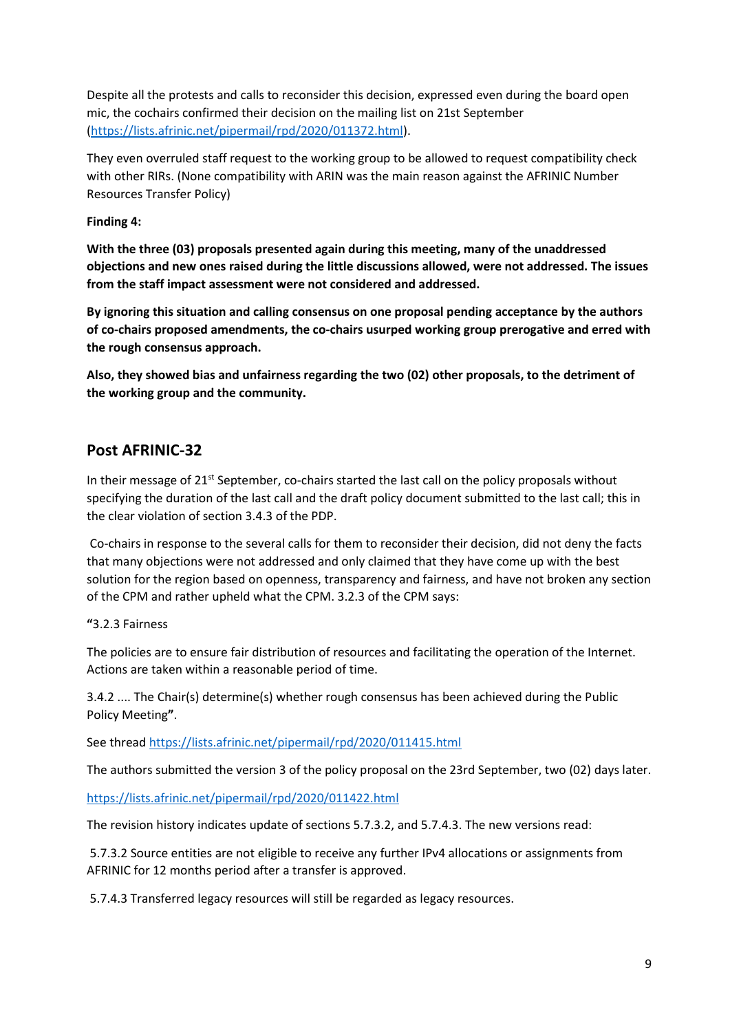Despite all the protests and calls to reconsider this decision, expressed even during the board open mic, the cochairs confirmed their decision on the mailing list on 21st September (https://lists.afrinic.net/pipermail/rpd/2020/011372.html).

They even overruled staff request to the working group to be allowed to request compatibility check with other RIRs. (None compatibility with ARIN was the main reason against the AFRINIC Number Resources Transfer Policy)

**Finding 4:**

**With the three (03) proposals presented again during this meeting, many of the unaddressed objections and new ones raised during the little discussions allowed, were not addressed. The issues from the staff impact assessment were not considered and addressed.**

**By ignoring this situation and calling consensus on one proposal pending acceptance by the authors of co-chairs proposed amendments, the co-chairs usurped working group prerogative and erred with the rough consensus approach.**

**Also, they showed bias and unfairness regarding the two (02) other proposals, to the detriment of the working group and the community.**

## Post AFRINIC-32

In their message of 21st September, co-chairs started the last call on the policy proposals without specifying the duration of the last call and the draft policy document submitted to the last call; this in the clear violation of section 3.4.3 of the PDP.

Co-chairs in response to the several calls for them to reconsider their decision, did not deny the facts that many objections were not addressed and only claimed that they have come up with the best solution for the region based on openness, transparency and fairness, and have not broken any section of the CPM and rather upheld what the CPM. 3.2.3 of the CPM says:

"3.2.3 Fairness

The policies are to ensure fair distribution of resources and facilitating the operation of the Internet. Actions are taken within a reasonable period of time.

3.4.2 .... The Chair(s) determine(s) whether rough consensus has been achieved during the Public Policy Meeting".

See thread https://lists.afrinic.net/pipermail/rpd/2020/011415.html

The authors submitted the version 3 of the policy proposal on the 23rd September, two (02) days later.

https://lists.afrinic.net/pipermail/rpd/2020/011422.html

The revision history indicates update of sections 5.7.3.2, and 5.7.4.3. The new versions read:

5.7.3.2 Source entities are not eligible to receive any further IPv4 allocations or assignments from AFRINIC for 12 months period after a transfer is approved.

5.7.4.3 Transferred legacy resources will still be regarded as legacy resources.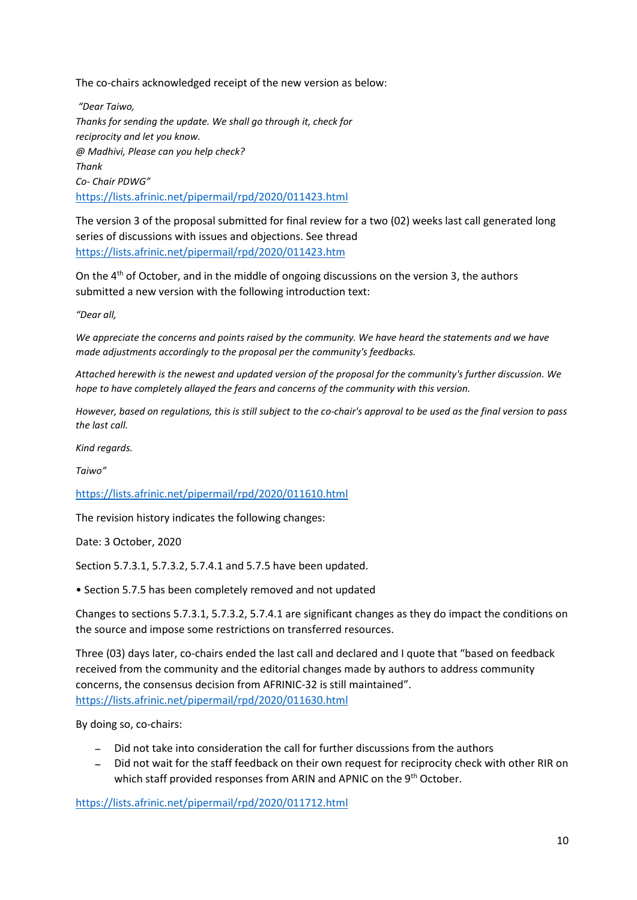The co-chairs acknowledged receipt of the new version as below:

*"Dear Taiwo,*
*Thanks for sending the update. We shall go through it, check for reciprocity and let you know.*
*@ Madhivi, Please can you help check?*
*Thank*
*Co- Chair PDWG"*
https://lists.afrinic.net/pipermail/rpd/2020/011423.html

The version 3 of the proposal submitted for final review for a two (02) weeks last call generated long series of discussions with issues and objections. See thread https://lists.afrinic.net/pipermail/rpd/2020/011423.htm

On the 4th of October, and in the middle of ongoing discussions on the version 3, the authors submitted a new version with the following introduction text:

*"Dear all,*

*We appreciate the concerns and points raised by the community. We have heard the statements and we have made adjustments accordingly to the proposal per the community's feedbacks.*

*Attached herewith is the newest and updated version of the proposal for the community's further discussion. We hope to have completely allayed the fears and concerns of the community with this version.*

*However, based on regulations, this is still subject to the co-chair's approval to be used as the final version to pass the last call.*

*Kind regards.*

*Taiwo"*

https://lists.afrinic.net/pipermail/rpd/2020/011610.html

The revision history indicates the following changes:

Date: 3 October, 2020

Section 5.7.3.1, 5.7.3.2, 5.7.4.1 and 5.7.5 have been updated.

• Section 5.7.5 has been completely removed and not updated

Changes to sections 5.7.3.1, 5.7.3.2, 5.7.4.1 are significant changes as they do impact the conditions on the source and impose some restrictions on transferred resources.

Three (03) days later, co-chairs ended the last call and declared and I quote that "based on feedback received from the community and the editorial changes made by authors to address community concerns, the consensus decision from AFRINIC-32 is still maintained". https://lists.afrinic.net/pipermail/rpd/2020/011630.html

By doing so, co-chairs:

- Did not take into consideration the call for further discussions from the authors
- Did not wait for the staff feedback on their own request for reciprocity check with other RIR on which staff provided responses from ARIN and APNIC on the 9th October.

https://lists.afrinic.net/pipermail/rpd/2020/011712.html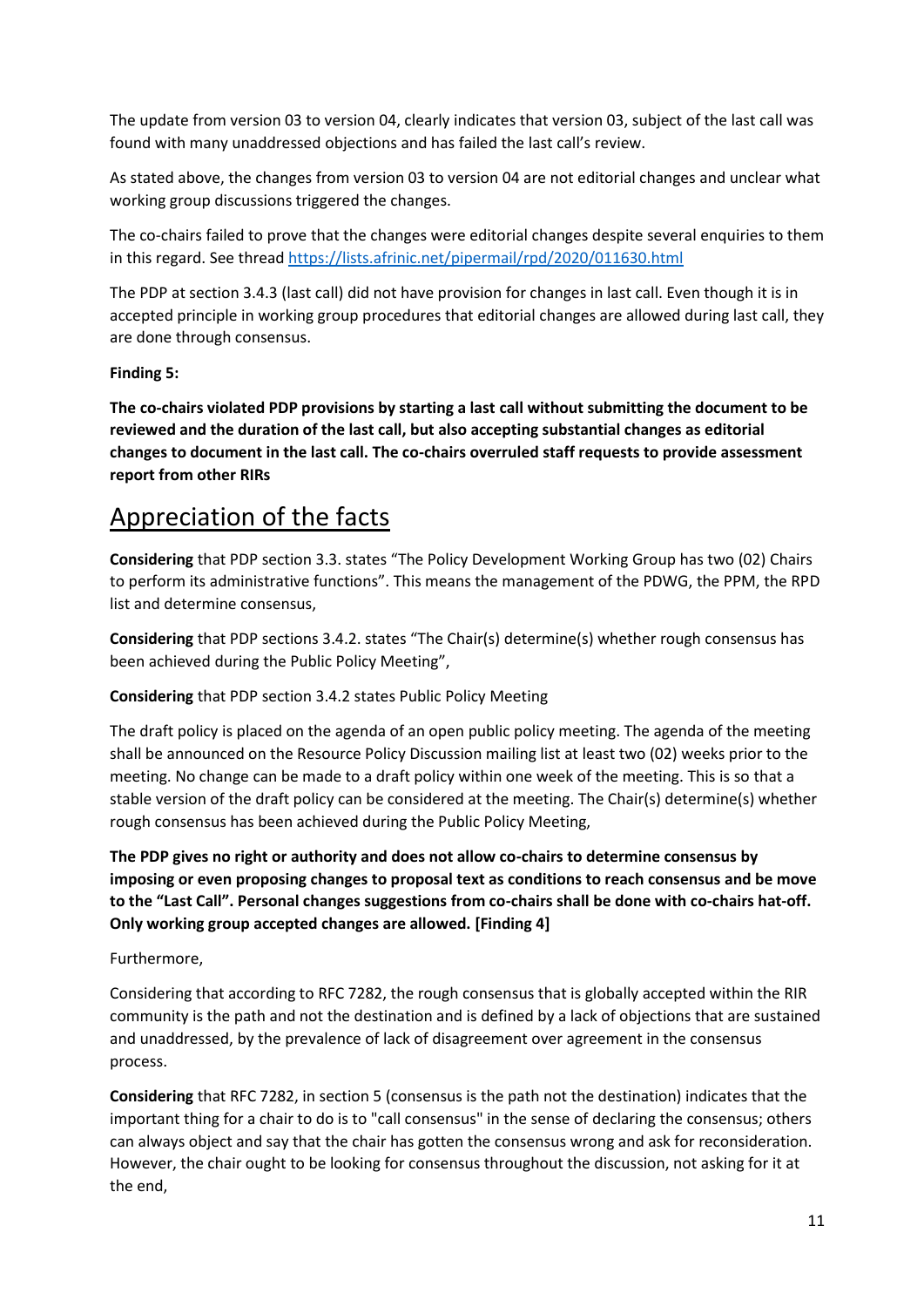The update from version 03 to version 04, clearly indicates that version 03, subject of the last call was found with many unaddressed objections and has failed the last call's review.

As stated above, the changes from version 03 to version 04 are not editorial changes and unclear what working group discussions triggered the changes.

The co-chairs failed to prove that the changes were editorial changes despite several enquiries to them in this regard. See thread https://lists.afrinic.net/pipermail/rpd/2020/011630.html

The PDP at section 3.4.3 (last call) did not have provision for changes in last call. Even though it is in accepted principle in working group procedures that editorial changes are allowed during last call, they are done through consensus.

**Finding 5:**

**The co-chairs violated PDP provisions by starting a last call without submitting the document to be reviewed and the duration of the last call, but also accepting substantial changes as editorial changes to document in the last call. The co-chairs overruled staff requests to provide assessment report from other RIRs**

## Appreciation of the facts

**Considering** that PDP section 3.3. states "The Policy Development Working Group has two (02) Chairs to perform its administrative functions". This means the management of the PDWG, the PPM, the RPD list and determine consensus,

**Considering** that PDP sections 3.4.2. states "The Chair(s) determine(s) whether rough consensus has been achieved during the Public Policy Meeting",

**Considering** that PDP section 3.4.2 states Public Policy Meeting

The draft policy is placed on the agenda of an open public policy meeting. The agenda of the meeting shall be announced on the Resource Policy Discussion mailing list at least two (02) weeks prior to the meeting. No change can be made to a draft policy within one week of the meeting. This is so that a stable version of the draft policy can be considered at the meeting. The Chair(s) determine(s) whether rough consensus has been achieved during the Public Policy Meeting,

**The PDP gives no right or authority and does not allow co-chairs to determine consensus by imposing or even proposing changes to proposal text as conditions to reach consensus and be move to the "Last Call". Personal changes suggestions from co-chairs shall be done with co-chairs hat-off. Only working group accepted changes are allowed. [Finding 4]**

Furthermore,

Considering that according to RFC 7282, the rough consensus that is globally accepted within the RIR community is the path and not the destination and is defined by a lack of objections that are sustained and unaddressed, by the prevalence of lack of disagreement over agreement in the consensus process.

**Considering** that RFC 7282, in section 5 (consensus is the path not the destination) indicates that the important thing for a chair to do is to "call consensus" in the sense of declaring the consensus; others can always object and say that the chair has gotten the consensus wrong and ask for reconsideration. However, the chair ought to be looking for consensus throughout the discussion, not asking for it at the end,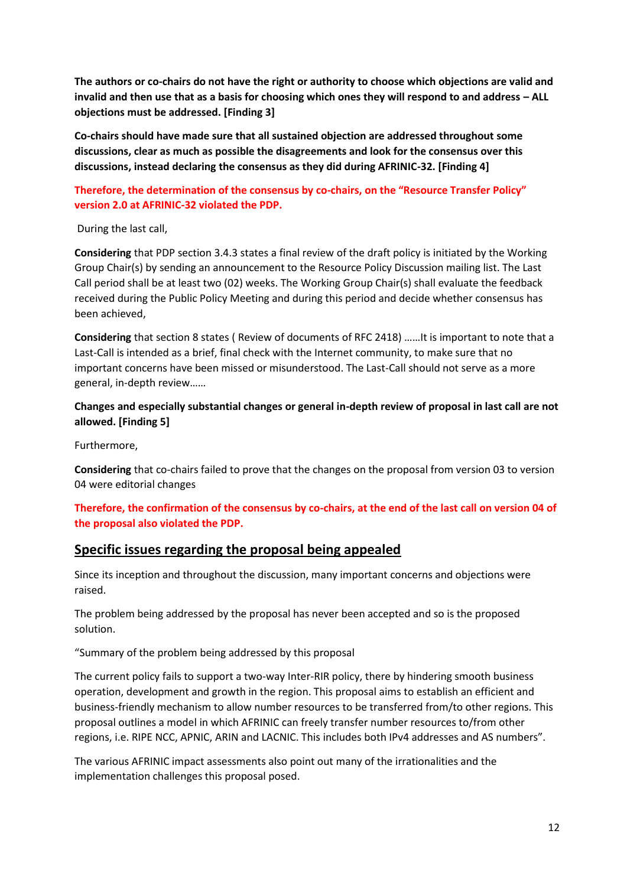**The authors or co-chairs do not have the right or authority to choose which objections are valid and invalid and then use that as a basis for choosing which ones they will respond to and address – ALL objections must be addressed. [Finding 3]**

**Co-chairs should have made sure that all sustained objection are addressed throughout some discussions, clear as much as possible the disagreements and look for the consensus over this discussions, instead declaring the consensus as they did during AFRINIC-32. [Finding 4]**

**Therefore, the determination of the consensus by co-chairs, on the "Resource Transfer Policy" version 2.0 at AFRINIC-32 violated the PDP.**

During the last call,

**Considering** that PDP section 3.4.3 states a final review of the draft policy is initiated by the Working Group Chair(s) by sending an announcement to the Resource Policy Discussion mailing list. The Last Call period shall be at least two (02) weeks. The Working Group Chair(s) shall evaluate the feedback received during the Public Policy Meeting and during this period and decide whether consensus has been achieved,

**Considering** that section 8 states ( Review of documents of RFC 2418) ……It is important to note that a Last-Call is intended as a brief, final check with the Internet community, to make sure that no important concerns have been missed or misunderstood. The Last-Call should not serve as a more general, in-depth review……

**Changes and especially substantial changes or general in-depth review of proposal in last call are not allowed. [Finding 5]**

Furthermore,

**Considering** that co-chairs failed to prove that the changes on the proposal from version 03 to version 04 were editorial changes

**Therefore, the confirmation of the consensus by co-chairs, at the end of the last call on version 04 of the proposal also violated the PDP.**

## Specific issues regarding the proposal being appealed

Since its inception and throughout the discussion, many important concerns and objections were raised.

The problem being addressed by the proposal has never been accepted and so is the proposed solution.

"Summary of the problem being addressed by this proposal

The current policy fails to support a two-way Inter-RIR policy, there by hindering smooth business operation, development and growth in the region. This proposal aims to establish an efficient and business-friendly mechanism to allow number resources to be transferred from/to other regions. This proposal outlines a model in which AFRINIC can freely transfer number resources to/from other regions, i.e. RIPE NCC, APNIC, ARIN and LACNIC. This includes both IPv4 addresses and AS numbers".

The various AFRINIC impact assessments also point out many of the irrationalities and the implementation challenges this proposal posed.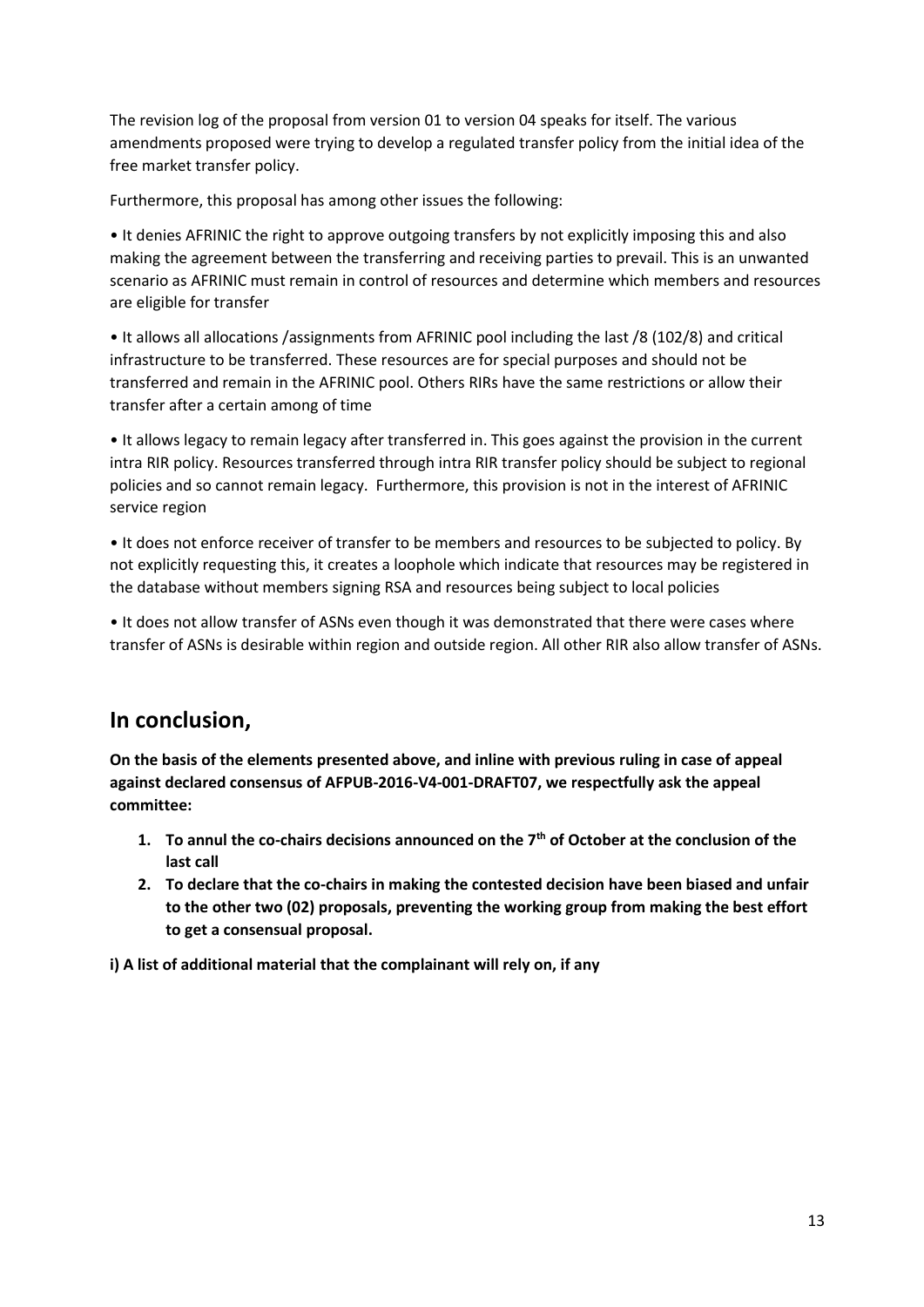The revision log of the proposal from version 01 to version 04 speaks for itself. The various amendments proposed were trying to develop a regulated transfer policy from the initial idea of the free market transfer policy.

Furthermore, this proposal has among other issues the following:

- It denies AFRINIC the right to approve outgoing transfers by not explicitly imposing this and also making the agreement between the transferring and receiving parties to prevail. This is an unwanted scenario as AFRINIC must remain in control of resources and determine which members and resources are eligible for transfer
- It allows all allocations /assignments from AFRINIC pool including the last /8 (102/8) and critical infrastructure to be transferred. These resources are for special purposes and should not be transferred and remain in the AFRINIC pool. Others RIRs have the same restrictions or allow their transfer after a certain among of time
- It allows legacy to remain legacy after transferred in. This goes against the provision in the current intra RIR policy. Resources transferred through intra RIR transfer policy should be subject to regional policies and so cannot remain legacy. Furthermore, this provision is not in the interest of AFRINIC service region
- It does not enforce receiver of transfer to be members and resources to be subjected to policy. By not explicitly requesting this, it creates a loophole which indicate that resources may be registered in the database without members signing RSA and resources being subject to local policies
- It does not allow transfer of ASNs even though it was demonstrated that there were cases where transfer of ASNs is desirable within region and outside region. All other RIR also allow transfer of ASNs.

## In conclusion,

**On the basis of the elements presented above, and inline with previous ruling in case of appeal against declared consensus of AFPUB-2016-V4-001-DRAFT07, we respectfully ask the appeal committee:**

1. **To annul the co-chairs decisions announced on the 7th of October at the conclusion of the last call**
2. **To declare that the co-chairs in making the contested decision have been biased and unfair to the other two (02) proposals, preventing the working group from making the best effort to get a consensual proposal.**

**i) A list of additional material that the complainant will rely on, if any**